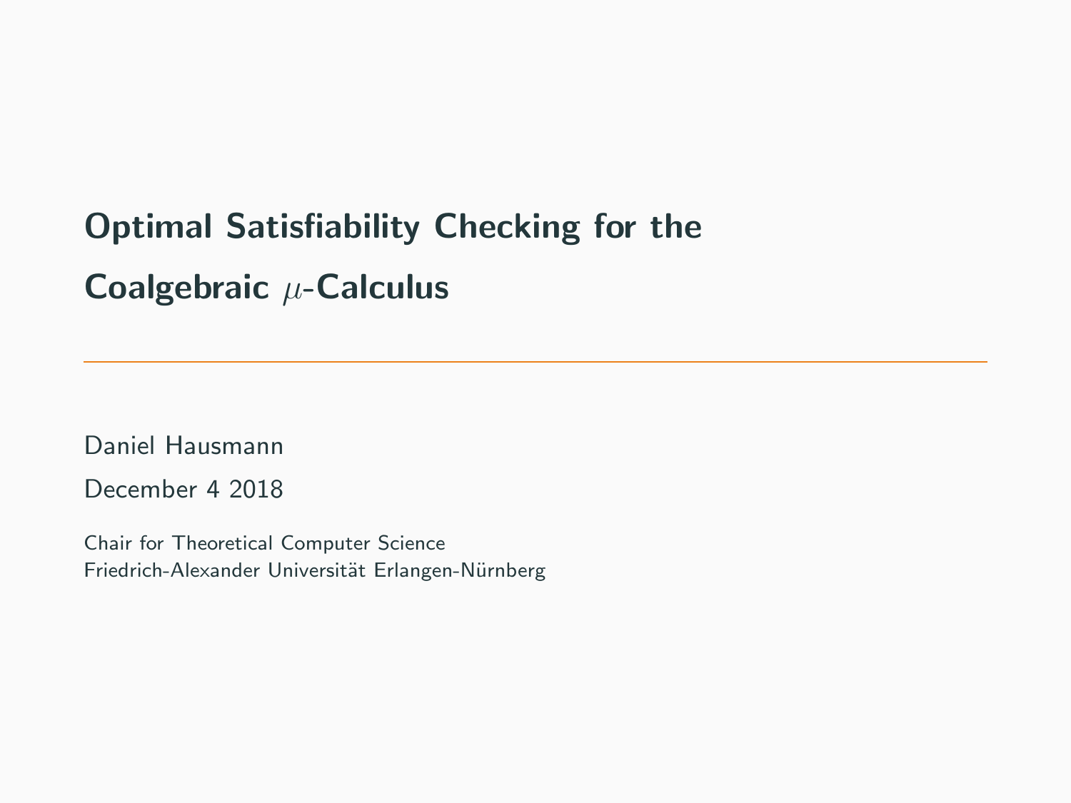# Optimal Satisfiability Checking for the Coalgebraic $\mu$-Calculus

Daniel Hausmann

December 4 2018

Chair for Theoretical Computer Science
Friedrich-Alexander Universität Erlangen-Nürnberg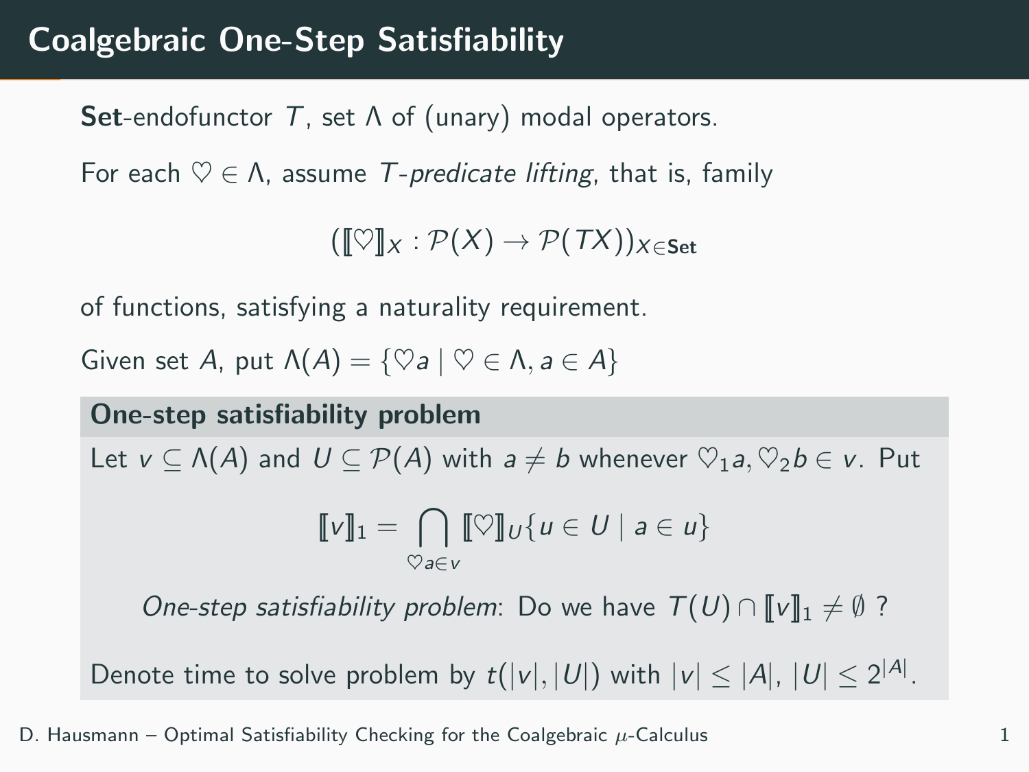# Coalgebraic One-Step Satisfiability

**Set**-endofunctor $T$, set $\Lambda$ of (unary) modal operators.

For each $\heartsuit \in \Lambda$, assume $T$-*predicate lifting*, that is, family

$$(\llbracket \heartsuit \rrbracket_X : \mathcal{P}(X) \to \mathcal{P}(TX))_{X \in \mathbf{Set}}$$

of functions, satisfying a naturality requirement.

Given set $A$, put $\Lambda(A) = \{\heartsuit a \mid \heartsuit \in \Lambda, a \in A\}$

**One-step satisfiability problem**

Let $v \subseteq \Lambda(A)$ and $U \subseteq \mathcal{P}(A)$ with $a \neq b$ whenever $\heartsuit_1 a, \heartsuit_2 b \in v$. Put

$$\llbracket v \rrbracket_1 = \bigcap_{\heartsuit a \in v} \llbracket \heartsuit \rrbracket_U \{u \in U \mid a \in u\}$$

*One-step satisfiability problem*: Do we have $T(U) \cap \llbracket v \rrbracket_1 \neq \emptyset$ ?

Denote time to solve problem by $t(|v|, |U|)$ with $|v| \leq |A|$, $|U| \leq 2^{|A|}$.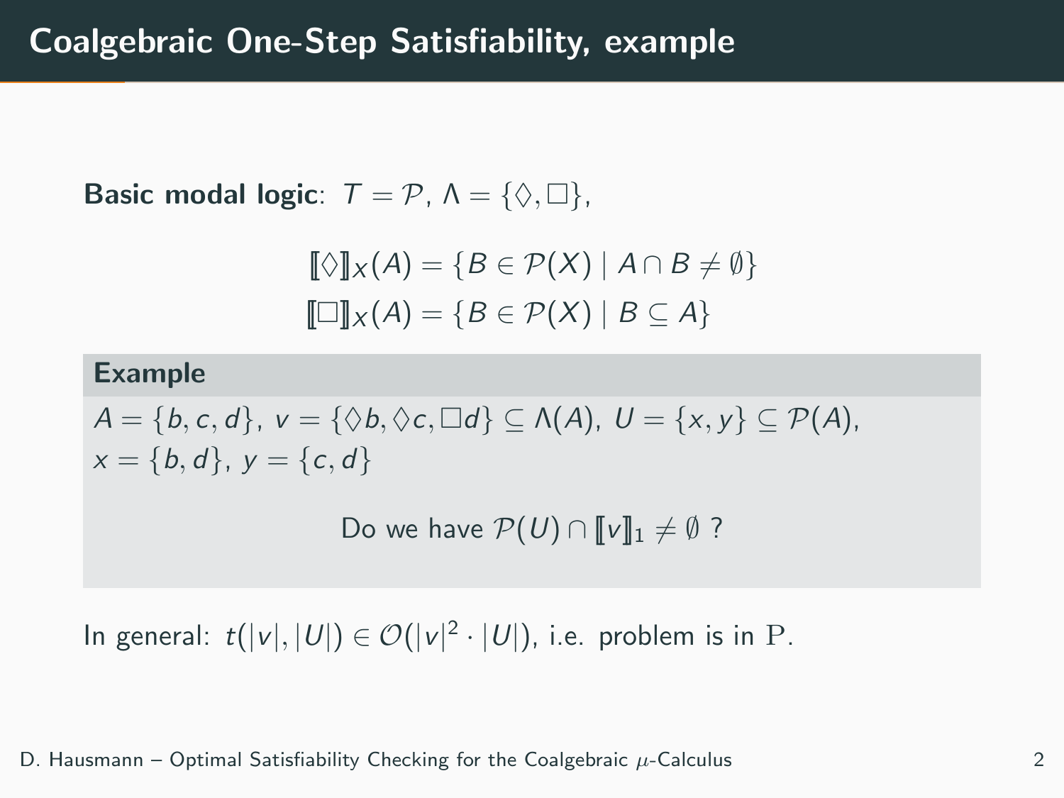# Coalgebraic One-Step Satisfiability, example

**Basic modal logic**: $T = \mathcal{P}$, $\Lambda = \{\Diamond, \Box\}$,

$$[\![\Diamond]\!]_X(A) = \{B \in \mathcal{P}(X) \mid A \cap B \neq \emptyset\}$$

$$[\![\Box]\!]_X(A) = \{B \in \mathcal{P}(X) \mid B \subseteq A\}$$

**Example**

$A = \{b, c, d\}$, $v = \{\Diamond b, \Diamond c, \Box d\} \subseteq \Lambda(A)$, $U = \{x, y\} \subseteq \mathcal{P}(A)$, $x = \{b, d\}$, $y = \{c, d\}$

Do we have $\mathcal{P}(U) \cap [\![v]\!]_1 \neq \emptyset$ ?

In general: $t(|v|, |U|) \in \mathcal{O}(|v|^2 \cdot |U|)$, i.e. problem is in $\mathrm{P}$.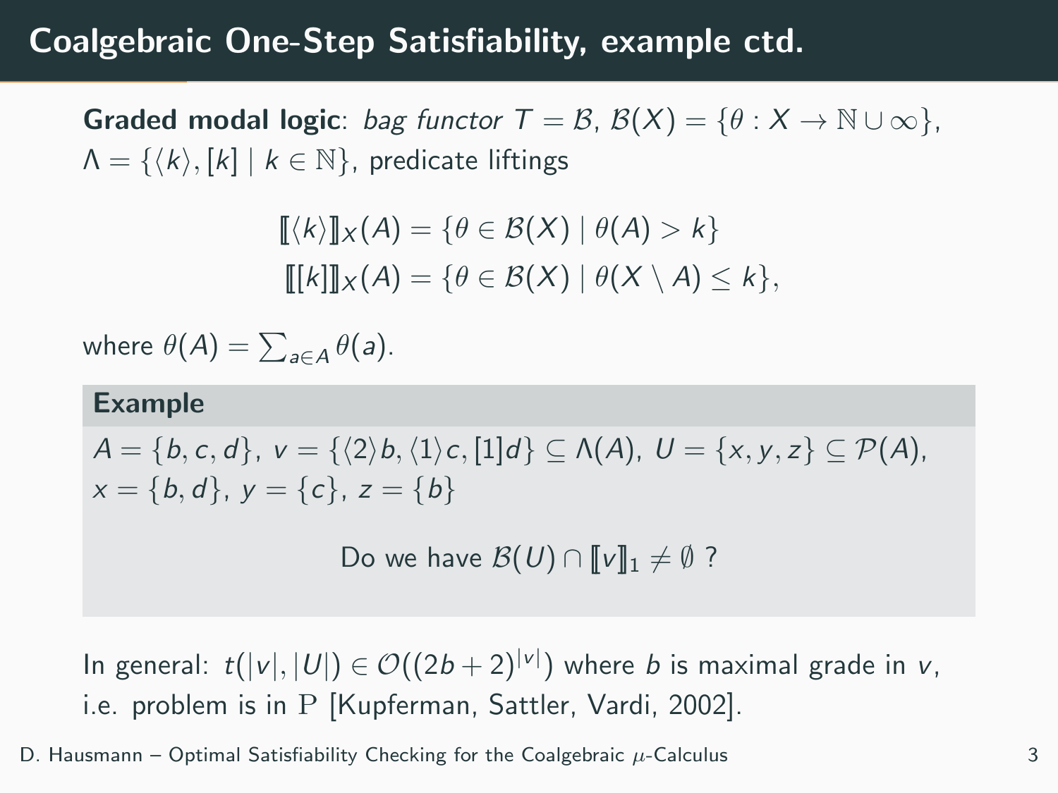# Coalgebraic One-Step Satisfiability, example ctd.

**Graded modal logic**: *bag functor* $T = \mathcal{B}$, $\mathcal{B}(X) = \{\theta : X \to \mathbb{N} \cup \infty\}$, $\Lambda = \{\langle k \rangle, [k] \mid k \in \mathbb{N}\}$, predicate liftings

$$\llbracket \langle k \rangle \rrbracket_X(A) = \{\theta \in \mathcal{B}(X) \mid \theta(A) > k\}$$
$$\llbracket [k] \rrbracket_X(A) = \{\theta \in \mathcal{B}(X) \mid \theta(X \setminus A) \leq k\},$$

where $\theta(A) = \sum_{a \in A} \theta(a)$.

**Example**

$A = \{b, c, d\}$, $v = \{\langle 2 \rangle b, \langle 1 \rangle c, [1]d\} \subseteq \Lambda(A)$, $U = \{x, y, z\} \subseteq \mathcal{P}(A)$, $x = \{b, d\}$, $y = \{c\}$, $z = \{b\}$

Do we have $\mathcal{B}(U) \cap \llbracket v \rrbracket_1 \neq \emptyset$ ?

In general: $t(|v|, |U|) \in \mathcal{O}((2b + 2)^{|v|})$ where $b$ is maximal grade in $v$, i.e. problem is in $\mathrm{P}$ [Kupferman, Sattler, Vardi, 2002].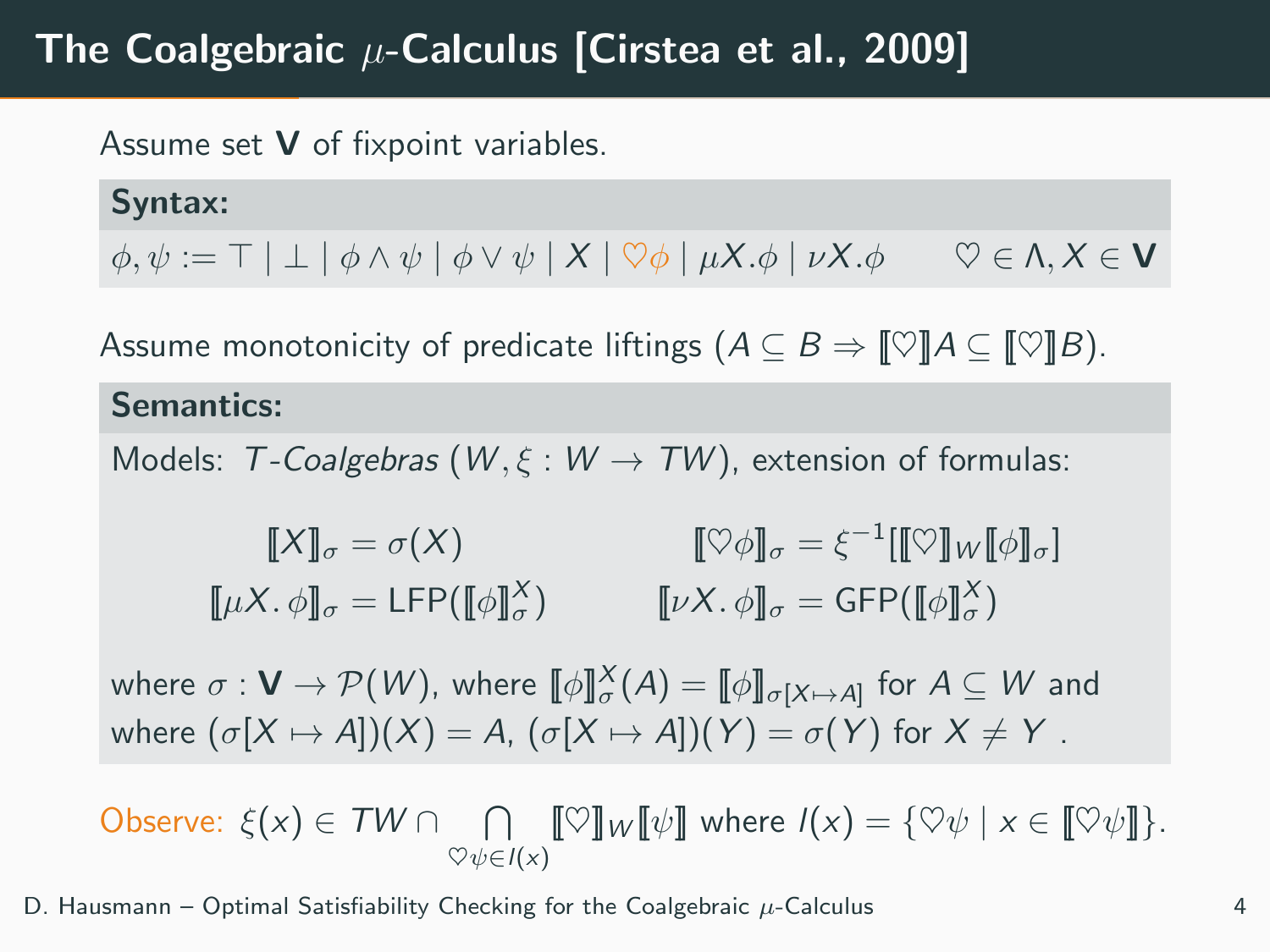# The Coalgebraic $\mu$-Calculus [Cirstea et al., 2009]

Assume set $\mathbf{V}$ of fixpoint variables.

**Syntax:**

$$\phi, \psi := \top \mid \bot \mid \phi \wedge \psi \mid \phi \vee \psi \mid X \mid \heartsuit\phi \mid \mu X.\phi \mid \nu X.\phi \qquad \heartsuit \in \Lambda, X \in \mathbf{V}$$

Assume monotonicity of predicate liftings ($A \subseteq B \Rightarrow [\![\heartsuit]\!]A \subseteq [\![\heartsuit]\!]B$).

**Semantics:**

Models: *$T$-Coalgebras* $(W, \xi : W \to TW)$, extension of formulas:

$$[\![X]\!]_\sigma = \sigma(X) \qquad [\![\heartsuit\phi]\!]_\sigma = \xi^{-1}[[\![\heartsuit]\!]_W [\![\phi]\!]_\sigma]$$

$$[\![\mu X.\,\phi]\!]_\sigma = \mathsf{LFP}([\![\phi]\!]^X_\sigma) \qquad [\![\nu X.\,\phi]\!]_\sigma = \mathsf{GFP}([\![\phi]\!]^X_\sigma)$$

where $\sigma : \mathbf{V} \to \mathcal{P}(W)$, where $[\![\phi]\!]^X_\sigma(A) = [\![\phi]\!]_{\sigma[X \mapsto A]}$ for $A \subseteq W$ and where $(\sigma[X \mapsto A])(X) = A$, $(\sigma[X \mapsto A])(Y) = \sigma(Y)$ for $X \neq Y$.

Observe: $\xi(x) \in TW \cap \bigcap_{\heartsuit\psi \in I(x)} [\![\heartsuit]\!]_W [\![\psi]\!]$ where $I(x) = \{\heartsuit\psi \mid x \in [\![\heartsuit\psi]\!]\}$.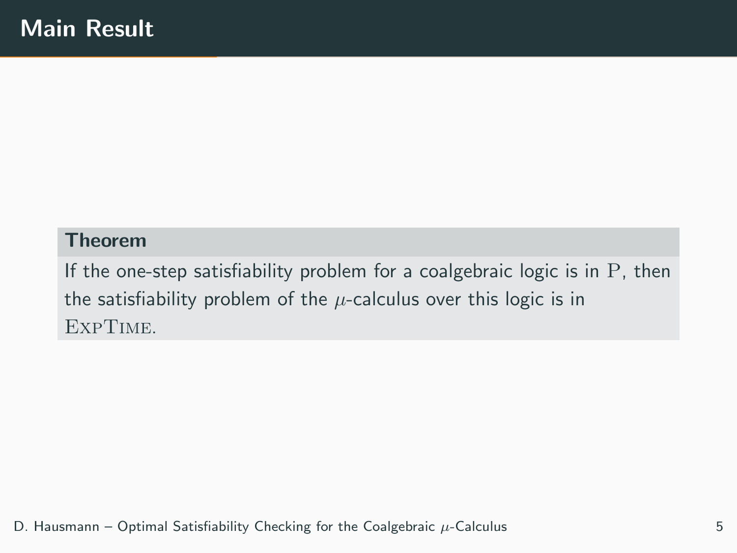# Main Result

**Theorem**

If the one-step satisfiability problem for a coalgebraic logic is in $\mathrm{P}$, then the satisfiability problem of the $\mu$-calculus over this logic is in $\textsc{ExpTime}$.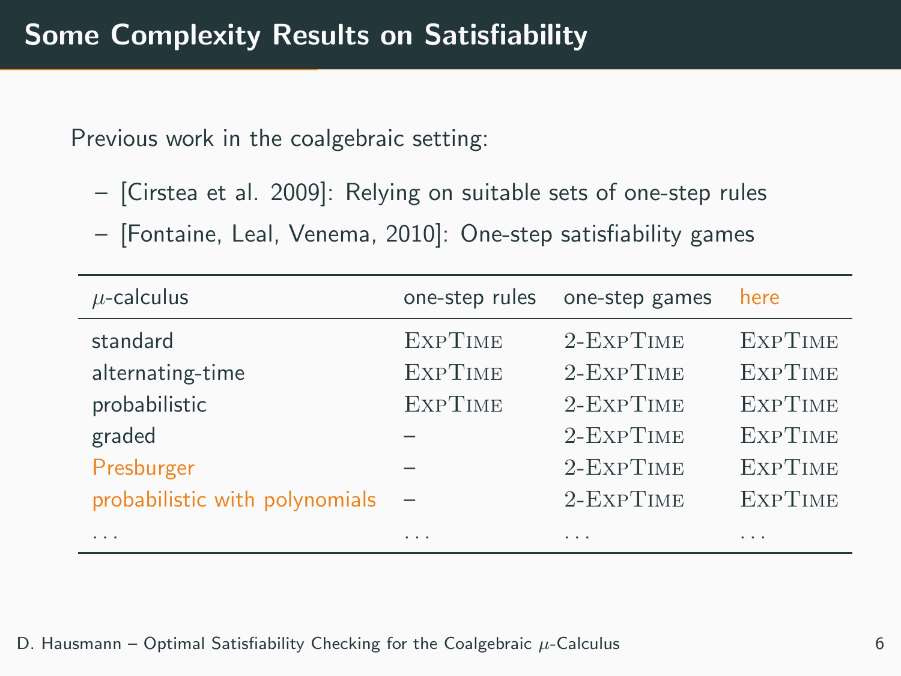# Some Complexity Results on Satisfiability

Previous work in the coalgebraic setting:

- [Cirstea et al. 2009]: Relying on suitable sets of one-step rules
- [Fontaine, Leal, Venema, 2010]: One-step satisfiability games

| $\mu$-calculus | one-step rules | one-step games | here |
|---|---|---|---|
| standard | ExpTime | 2-ExpTime | ExpTime |
| alternating-time | ExpTime | 2-ExpTime | ExpTime |
| probabilistic | ExpTime | 2-ExpTime | ExpTime |
| graded | – | 2-ExpTime | ExpTime |
| Presburger | – | 2-ExpTime | ExpTime |
| probabilistic with polynomials | – | 2-ExpTime | ExpTime |
| ... | ... | ... | ... |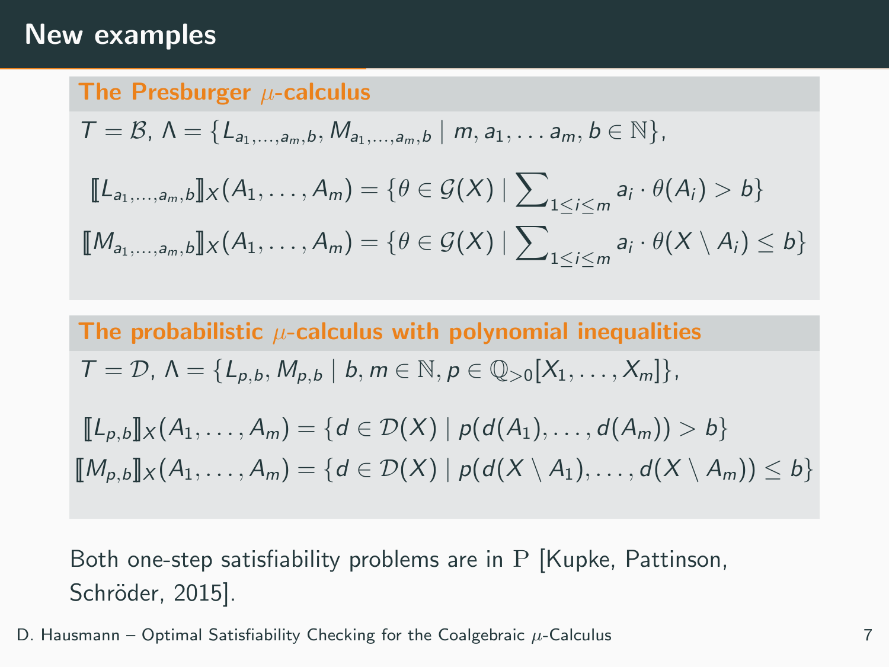## New examples

### The Presburger $\mu$-calculus

$T = \mathcal{B}$, $\Lambda = \{L_{a_1,\dots,a_m,b}, M_{a_1,\dots,a_m,b} \mid m, a_1, \dots a_m, b \in \mathbb{N}\}$,

$$[\![L_{a_1,\dots,a_m,b}]\!]_X(A_1,\dots,A_m) = \{\theta \in \mathcal{G}(X) \mid \sum_{1\leq i\leq m} a_i \cdot \theta(A_i) > b\}$$

$$[\![M_{a_1,\dots,a_m,b}]\!]_X(A_1,\dots,A_m) = \{\theta \in \mathcal{G}(X) \mid \sum_{1\leq i\leq m} a_i \cdot \theta(X \setminus A_i) \leq b\}$$

### The probabilistic $\mu$-calculus with polynomial inequalities

$T = \mathcal{D}$, $\Lambda = \{L_{p,b}, M_{p,b} \mid b, m \in \mathbb{N}, p \in \mathbb{Q}_{>0}[X_1,\dots,X_m]\}$,

$$[\![L_{p,b}]\!]_X(A_1,\dots,A_m) = \{d \in \mathcal{D}(X) \mid p(d(A_1),\dots,d(A_m)) > b\}$$

$$[\![M_{p,b}]\!]_X(A_1,\dots,A_m) = \{d \in \mathcal{D}(X) \mid p(d(X \setminus A_1),\dots,d(X \setminus A_m)) \leq b\}$$

Both one-step satisfiability problems are in $\mathrm{P}$ [Kupke, Pattinson, Schröder, 2015].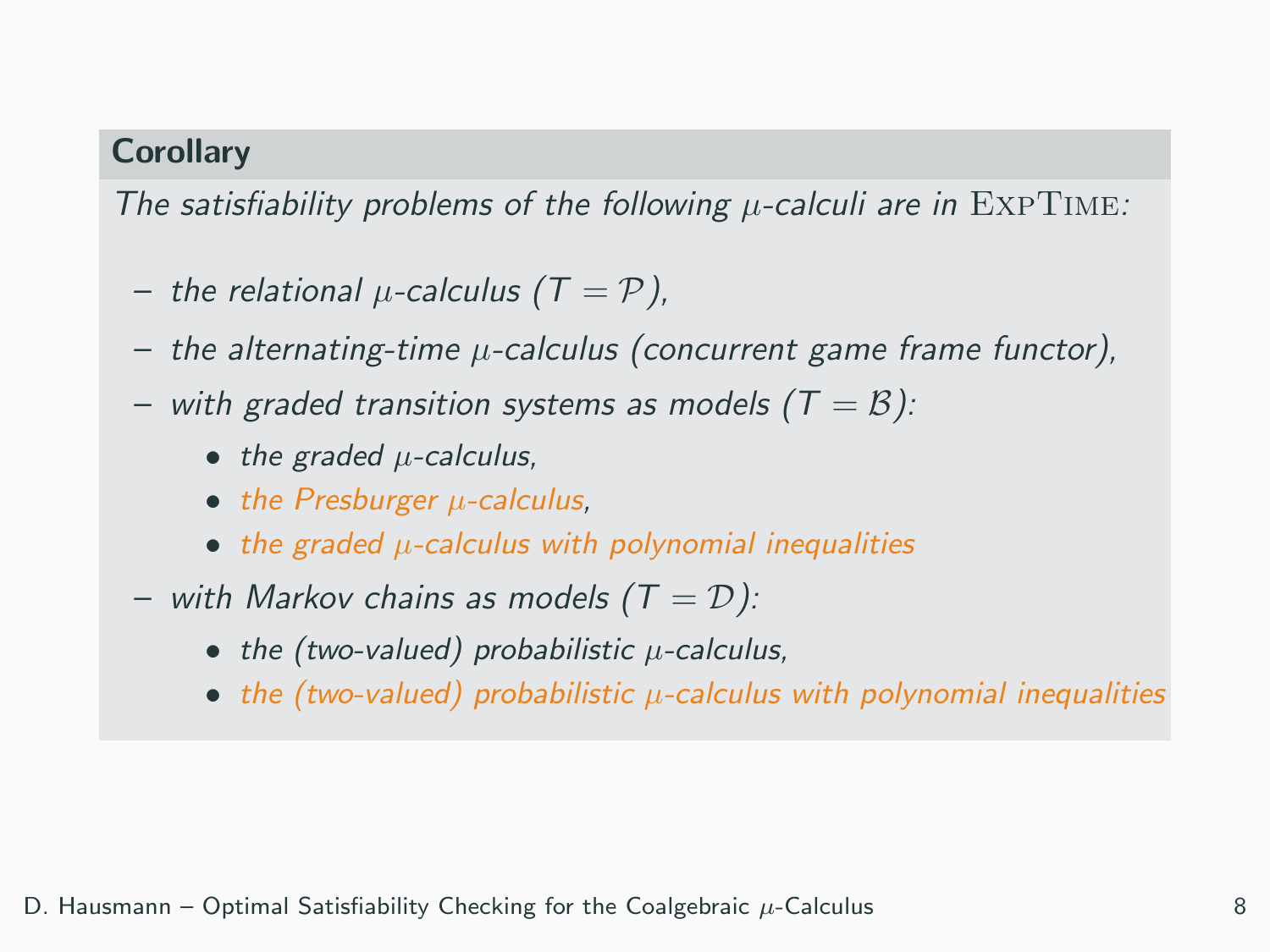**Corollary**

*The satisfiability problems of the following $\mu$-calculi are in* ExpTime*:*

- *the relational $\mu$-calculus ($T = \mathcal{P}$),*
- *the alternating-time $\mu$-calculus (concurrent game frame functor),*
- *with graded transition systems as models ($T = \mathcal{B}$):*
  - *the graded $\mu$-calculus,*
  - *the Presburger $\mu$-calculus,*
  - *the graded $\mu$-calculus with polynomial inequalities*
- *with Markov chains as models ($T = \mathcal{D}$):*
  - *the (two-valued) probabilistic $\mu$-calculus,*
  - *the (two-valued) probabilistic $\mu$-calculus with polynomial inequalities*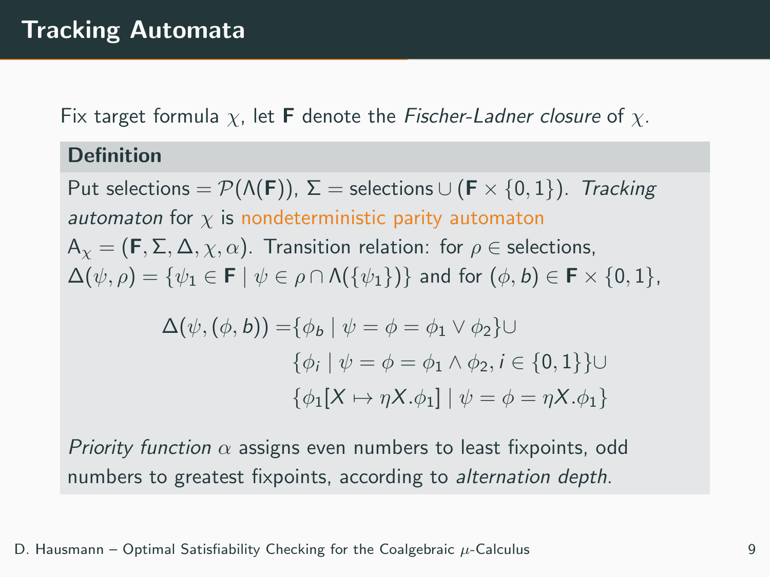# Tracking Automata

Fix target formula $\chi$, let $\mathbf{F}$ denote the *Fischer-Ladner closure* of $\chi$.

### Definition

Put selections $= \mathcal{P}(\Lambda(\mathbf{F}))$, $\Sigma =$ selections $\cup\, (\mathbf{F} \times \{0,1\})$. *Tracking automaton* for $\chi$ is nondeterministic parity automaton $\mathsf{A}_\chi = (\mathbf{F}, \Sigma, \Delta, \chi, \alpha)$. Transition relation: for $\rho \in$ selections, $\Delta(\psi, \rho) = \{\psi_1 \in \mathbf{F} \mid \psi \in \rho \cap \Lambda(\{\psi_1\})\}$ and for $(\phi, b) \in \mathbf{F} \times \{0,1\}$,

$$
\begin{aligned}
\Delta(\psi, (\phi, b)) = & \{\phi_b \mid \psi = \phi = \phi_1 \vee \phi_2\} \cup \\
& \{\phi_i \mid \psi = \phi = \phi_1 \wedge \phi_2, i \in \{0,1\}\} \cup \\
& \{\phi_1[X \mapsto \eta X.\phi_1] \mid \psi = \phi = \eta X.\phi_1\}
\end{aligned}
$$

*Priority function* $\alpha$ assigns even numbers to least fixpoints, odd numbers to greatest fixpoints, according to *alternation depth*.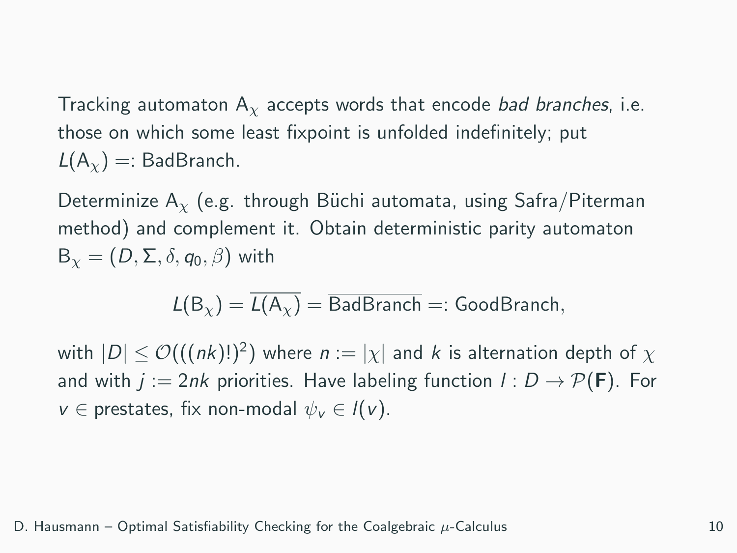Tracking automaton $\mathsf{A}_\chi$ accepts words that encode *bad branches*, i.e. those on which some least fixpoint is unfolded indefinitely; put $L(\mathsf{A}_\chi) =: \mathsf{BadBranch}$.

Determinize $\mathsf{A}_\chi$ (e.g. through Büchi automata, using Safra/Piterman method) and complement it. Obtain deterministic parity automaton $\mathsf{B}_\chi = (D, \Sigma, \delta, q_0, \beta)$ with

$$L(\mathsf{B}_\chi) = \overline{L(\mathsf{A}_\chi)} = \overline{\mathsf{BadBranch}} =: \mathsf{GoodBranch},$$

with $|D| \leq \mathcal{O}(((nk)!)^2)$ where $n := |\chi|$ and $k$ is alternation depth of $\chi$ and with $j := 2nk$ priorities. Have labeling function $l : D \to \mathcal{P}(\mathbf{F})$. For $v \in$ prestates, fix non-modal $\psi_v \in l(v)$.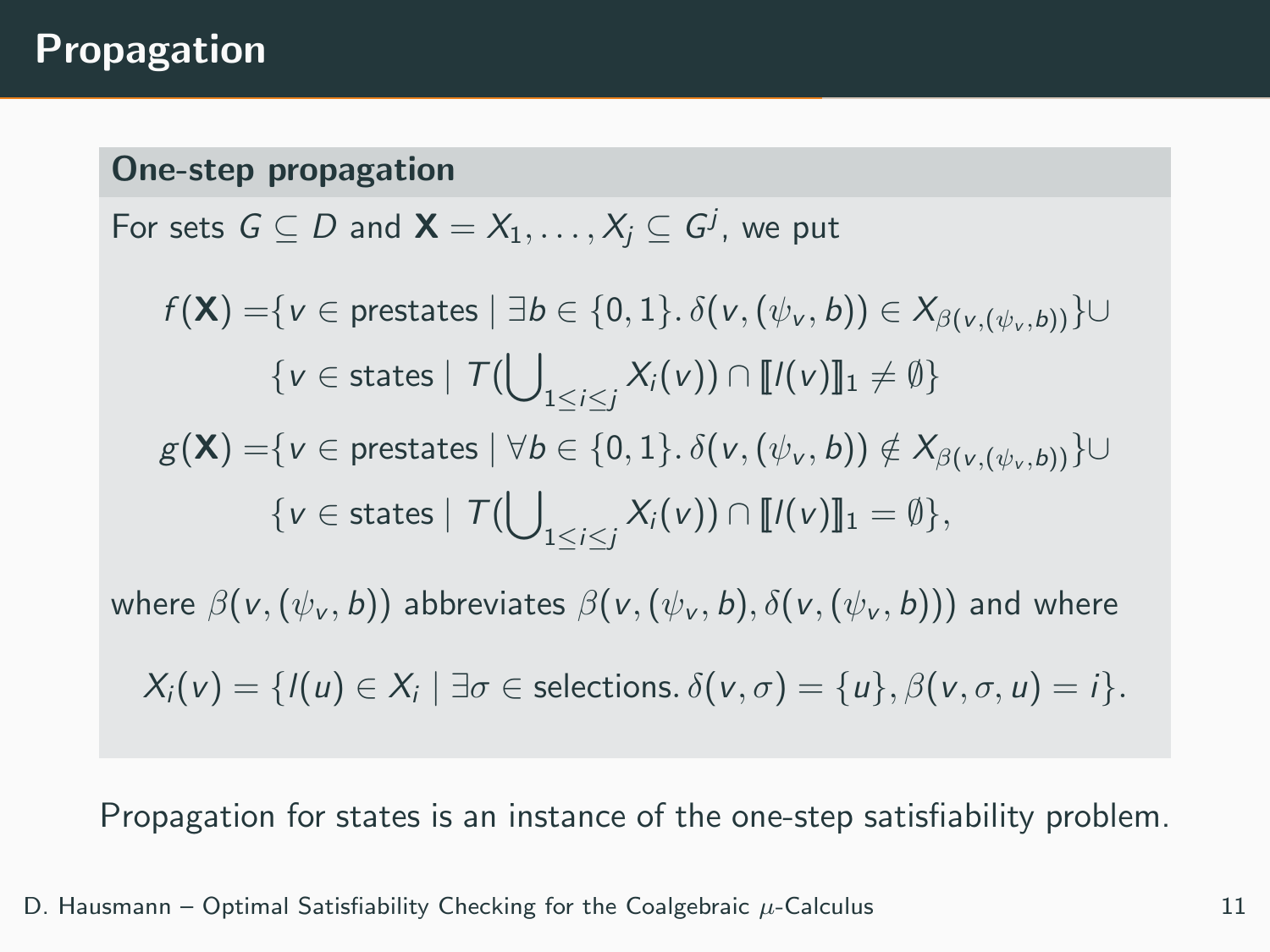# Propagation

### One-step propagation

For sets $G \subseteq D$ and $\mathbf{X} = X_1, \ldots, X_j \subseteq G^j$, we put

$$
\begin{aligned}
f(\mathbf{X}) = &\{v \in \text{prestates} \mid \exists b \in \{0,1\}.\, \delta(v, (\psi_v, b)) \in X_{\beta(v,(\psi_v,b))}\} \cup \\
&\{v \in \text{states} \mid T(\textstyle\bigcup_{1 \leq i \leq j} X_i(v)) \cap [\![l(v)]\!]_1 \neq \emptyset\} \\
g(\mathbf{X}) = &\{v \in \text{prestates} \mid \forall b \in \{0,1\}.\, \delta(v, (\psi_v, b)) \notin X_{\beta(v,(\psi_v,b))}\} \cup \\
&\{v \in \text{states} \mid T(\textstyle\bigcup_{1 \leq i \leq j} X_i(v)) \cap [\![l(v)]\!]_1 = \emptyset\},
\end{aligned}
$$

where $\beta(v, (\psi_v, b))$ abbreviates $\beta(v, (\psi_v, b), \delta(v, (\psi_v, b)))$ and where

$$
X_i(v) = \{l(u) \in X_i \mid \exists \sigma \in \text{selections}.\, \delta(v, \sigma) = \{u\}, \beta(v, \sigma, u) = i\}.
$$

Propagation for states is an instance of the one-step satisfiability problem.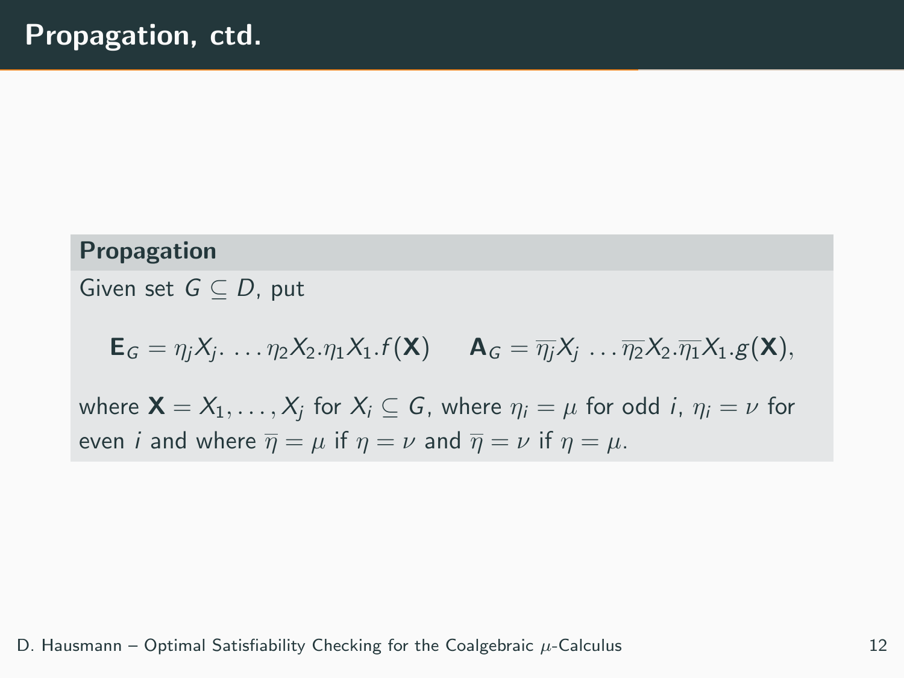# Propagation, ctd.

**Propagation**

Given set $G \subseteq D$, put

$$\mathbf{E}_G = \eta_j X_j. \ldots \eta_2 X_2.\eta_1 X_1.f(\mathbf{X}) \qquad \mathbf{A}_G = \overline{\eta_j} X_j \ldots \overline{\eta_2} X_2.\overline{\eta_1} X_1.g(\mathbf{X}),$$

where $\mathbf{X} = X_1, \ldots, X_j$ for $X_i \subseteq G$, where $\eta_i = \mu$ for odd $i$, $\eta_i = \nu$ for even $i$ and where $\overline{\eta} = \mu$ if $\eta = \nu$ and $\overline{\eta} = \nu$ if $\eta = \mu$.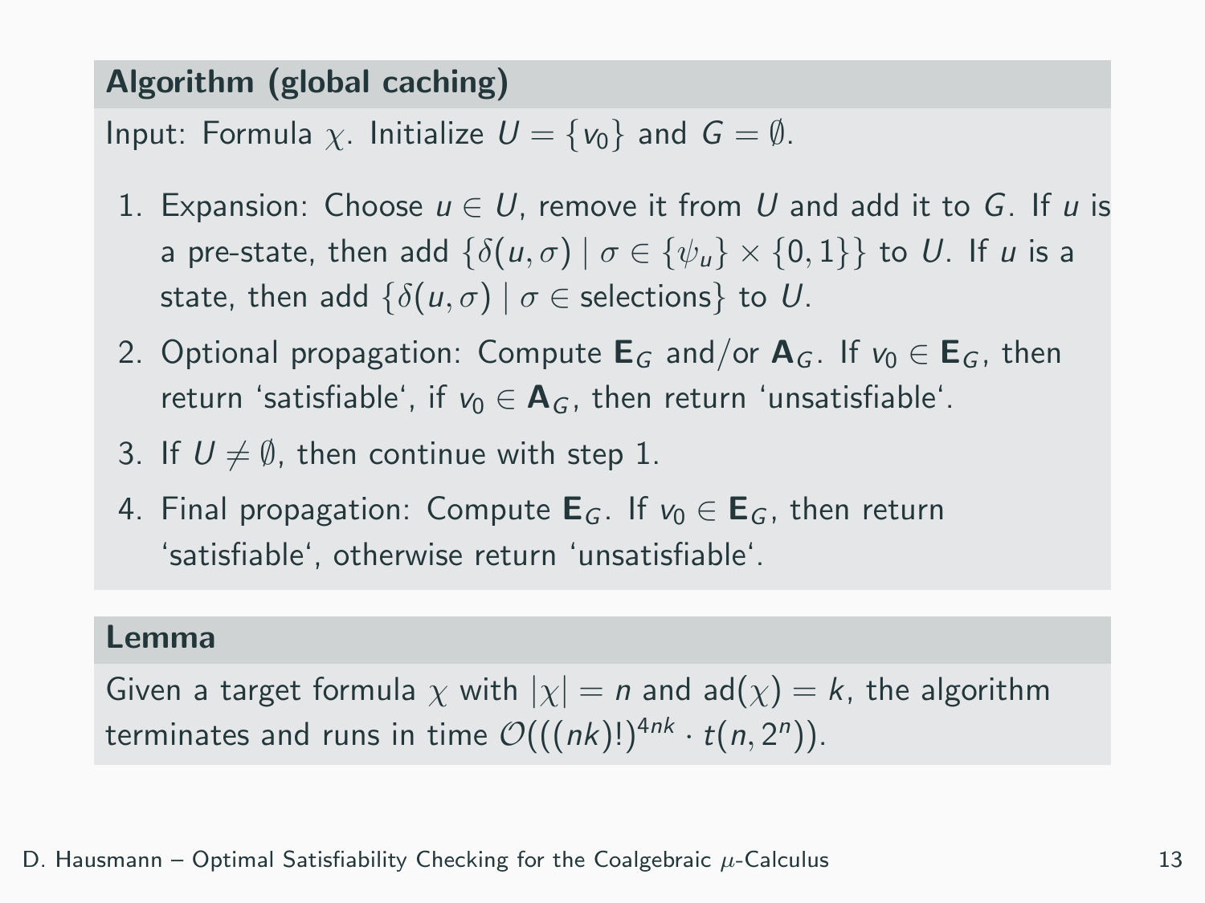### Algorithm (global caching)

Input: Formula $\chi$. Initialize $U = \{v_0\}$ and $G = \emptyset$.

1. Expansion: Choose $u \in U$, remove it from $U$ and add it to $G$. If $u$ is a pre-state, then add $\{\delta(u, \sigma) \mid \sigma \in \{\psi_u\} \times \{0, 1\}\}$ to $U$. If $u$ is a state, then add $\{\delta(u, \sigma) \mid \sigma \in \text{selections}\}$ to $U$.
2. Optional propagation: Compute $\mathbf{E}_G$ and/or $\mathbf{A}_G$. If $v_0 \in \mathbf{E}_G$, then return ‘satisfiable‘, if $v_0 \in \mathbf{A}_G$, then return ‘unsatisfiable‘.
3. If $U \neq \emptyset$, then continue with step 1.
4. Final propagation: Compute $\mathbf{E}_G$. If $v_0 \in \mathbf{E}_G$, then return ‘satisfiable‘, otherwise return ‘unsatisfiable‘.

### Lemma

Given a target formula $\chi$ with $|\chi| = n$ and $\mathsf{ad}(\chi) = k$, the algorithm terminates and runs in time $\mathcal{O}(((nk)!)^{4nk} \cdot t(n, 2^n))$.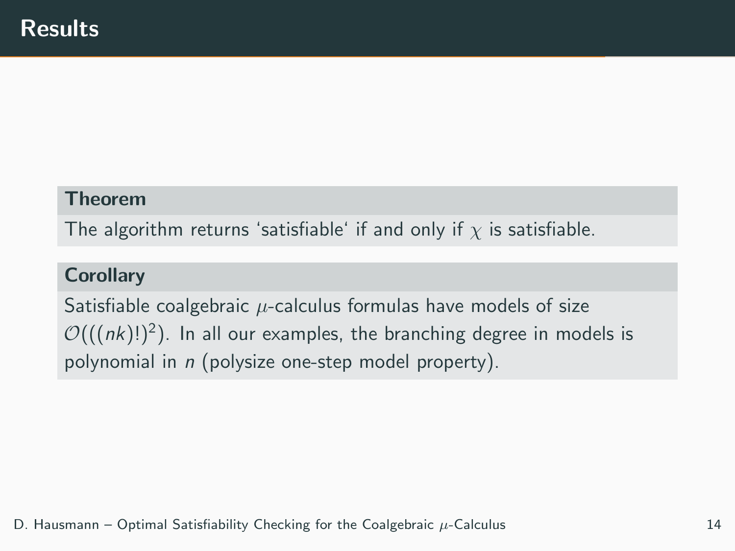## Results

**Theorem**

The algorithm returns ‘satisfiable‘ if and only if $\chi$ is satisfiable.

**Corollary**

Satisfiable coalgebraic $\mu$-calculus formulas have models of size $\mathcal{O}(((nk)!)^2)$. In all our examples, the branching degree in models is polynomial in $n$ (polysize one-step model property).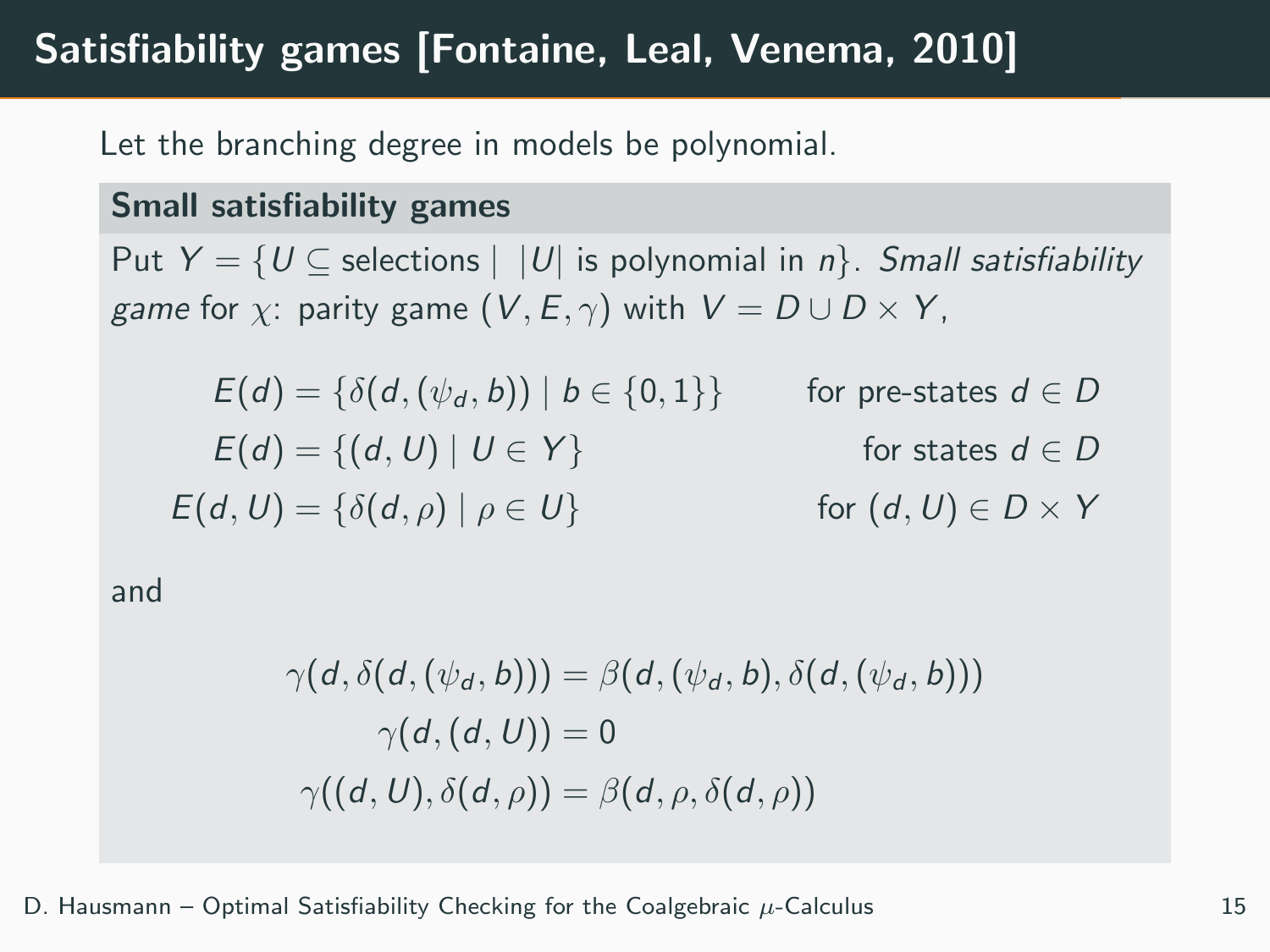# Satisfiability games [Fontaine, Leal, Venema, 2010]

Let the branching degree in models be polynomial.

### Small satisfiability games

Put $Y = \{U \subseteq \text{selections} \mid |U| \text{ is polynomial in } n\}$. *Small satisfiability game* for $\chi$: parity game $(V, E, \gamma)$ with $V = D \cup D \times Y$,

$$
\begin{aligned}
E(d) &= \{\delta(d, (\psi_d, b)) \mid b \in \{0,1\}\} && \text{for pre-states } d \in D \\
E(d) &= \{(d, U) \mid U \in Y\} && \text{for states } d \in D \\
E(d, U) &= \{\delta(d, \rho) \mid \rho \in U\} && \text{for } (d, U) \in D \times Y
\end{aligned}
$$

and

$$
\begin{aligned}
\gamma(d, \delta(d, (\psi_d, b))) &= \beta(d, (\psi_d, b), \delta(d, (\psi_d, b))) \\
\gamma(d, (d, U)) &= 0 \\
\gamma((d, U), \delta(d, \rho)) &= \beta(d, \rho, \delta(d, \rho))
\end{aligned}
$$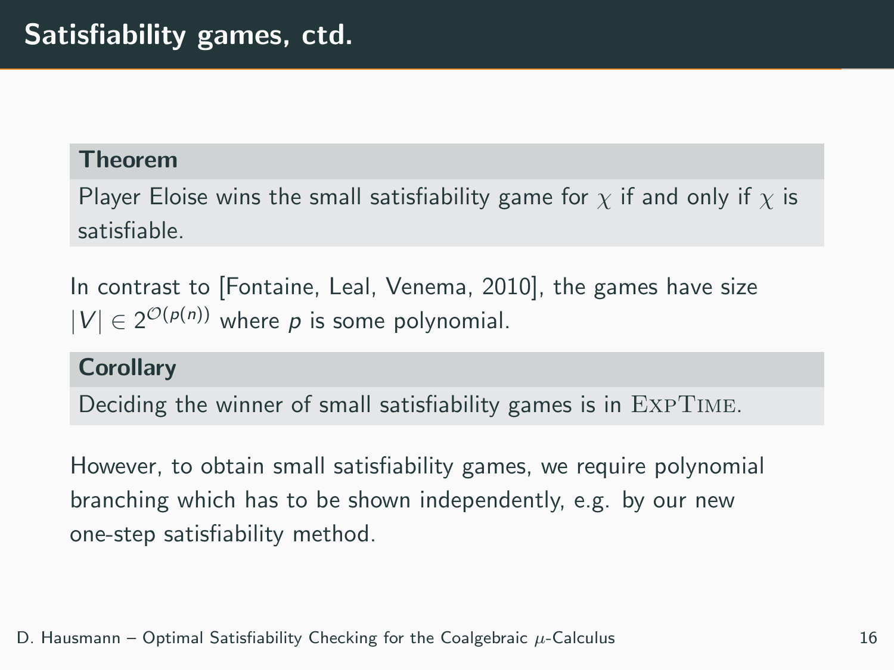# Satisfiability games, ctd.

**Theorem**

Player Eloise wins the small satisfiability game for $\chi$ if and only if $\chi$ is satisfiable.

In contrast to [Fontaine, Leal, Venema, 2010], the games have size $|V| \in 2^{\mathcal{O}(p(n))}$ where $p$ is some polynomial.

**Corollary**

Deciding the winner of small satisfiability games is in ExpTime.

However, to obtain small satisfiability games, we require polynomial branching which has to be shown independently, e.g. by our new one-step satisfiability method.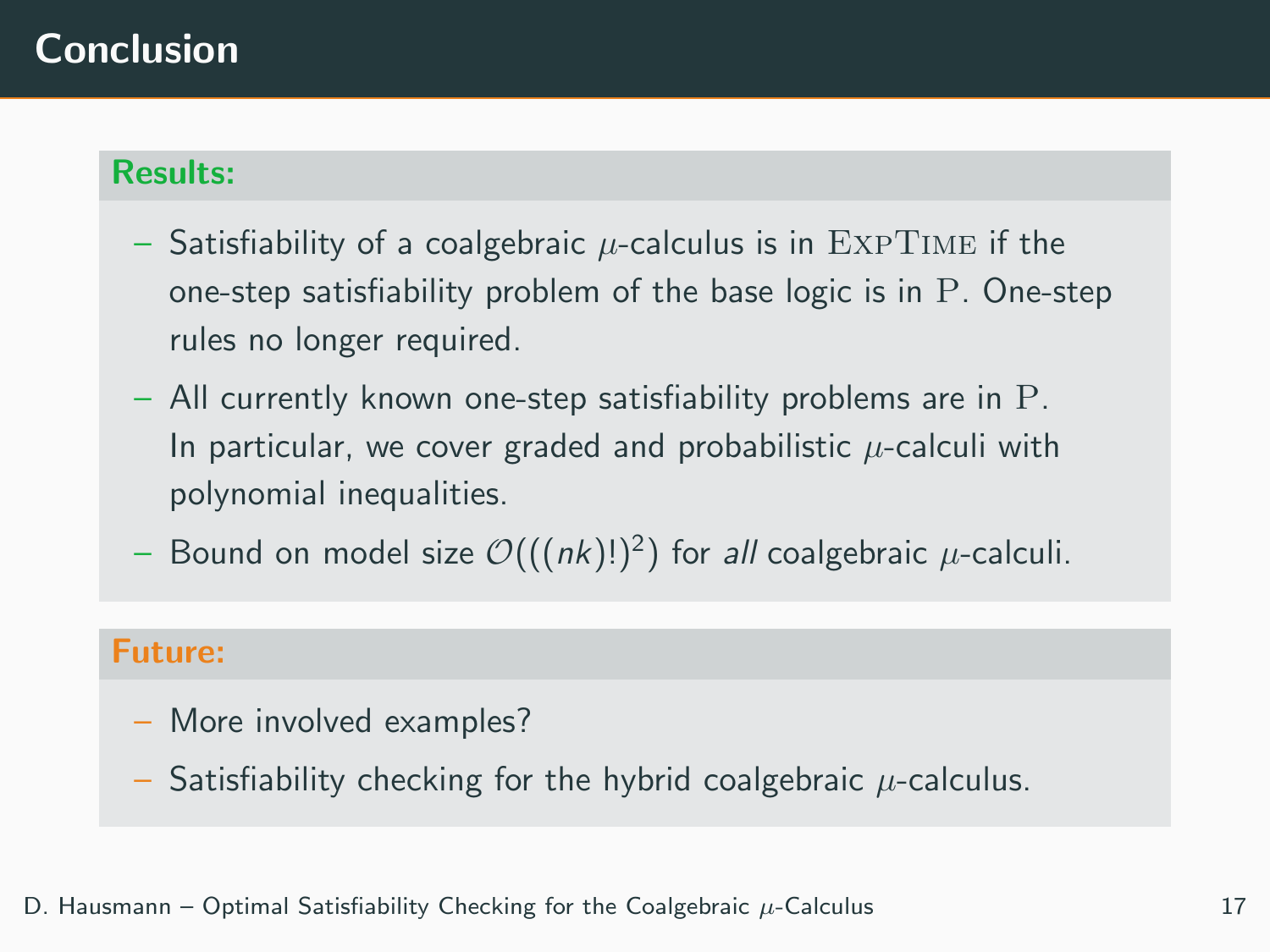# Conclusion

## Results:

- Satisfiability of a coalgebraic $\mu$-calculus is in ExpTime if the one-step satisfiability problem of the base logic is in P. One-step rules no longer required.
- All currently known one-step satisfiability problems are in P. In particular, we cover graded and probabilistic $\mu$-calculi with polynomial inequalities.
- Bound on model size $\mathcal{O}(((nk)!)^2)$ for *all* coalgebraic $\mu$-calculi.

## Future:

- More involved examples?
- Satisfiability checking for the hybrid coalgebraic $\mu$-calculus.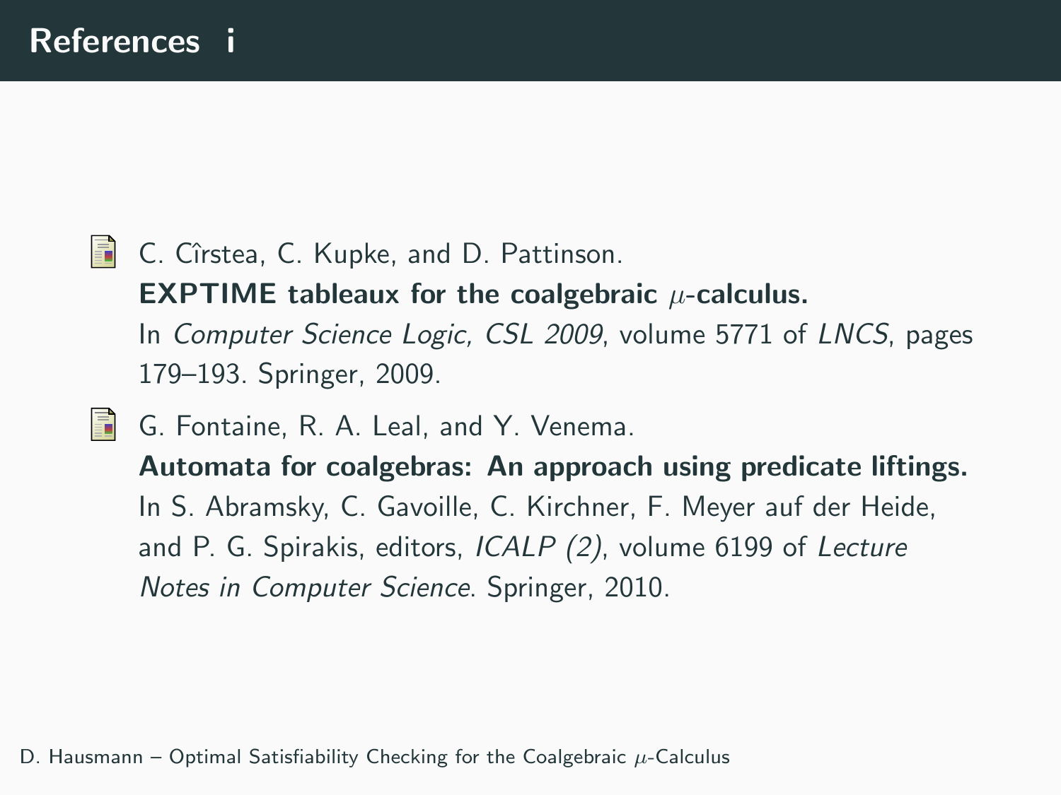# References i

- C. Cîrstea, C. Kupke, and D. Pattinson.
  **EXPTIME tableaux for the coalgebraic $\mu$-calculus.**
  In *Computer Science Logic, CSL 2009*, volume 5771 of *LNCS*, pages 179–193. Springer, 2009.

- G. Fontaine, R. A. Leal, and Y. Venema.
  **Automata for coalgebras: An approach using predicate liftings.**
  In S. Abramsky, C. Gavoille, C. Kirchner, F. Meyer auf der Heide, and P. G. Spirakis, editors, *ICALP (2)*, volume 6199 of *Lecture Notes in Computer Science*. Springer, 2010.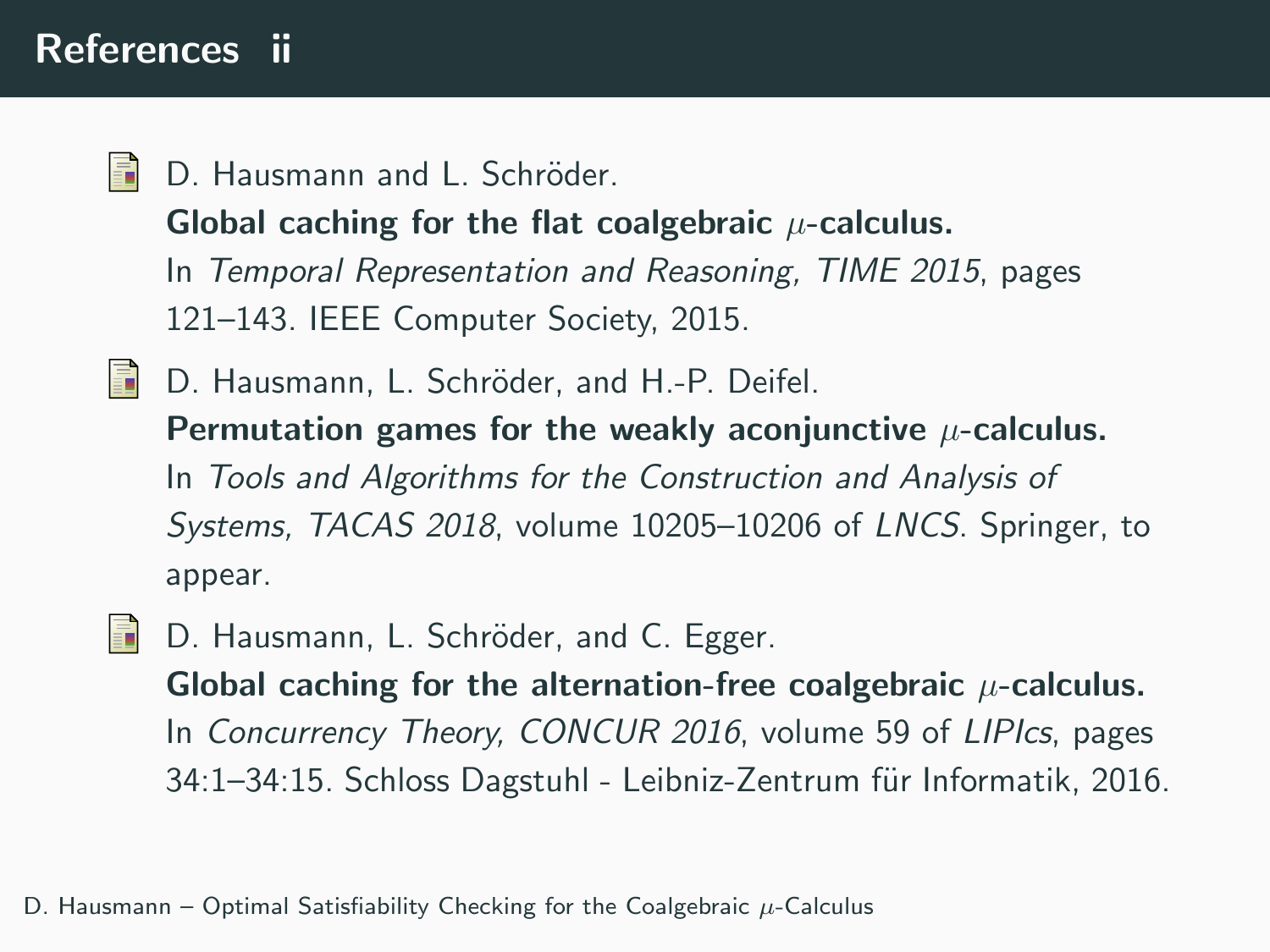# References ii

- D. Hausmann and L. Schröder.
  **Global caching for the flat coalgebraic $\mu$-calculus.**
  In *Temporal Representation and Reasoning, TIME 2015*, pages 121–143. IEEE Computer Society, 2015.

- D. Hausmann, L. Schröder, and H.-P. Deifel.
  **Permutation games for the weakly aconjunctive $\mu$-calculus.**
  In *Tools and Algorithms for the Construction and Analysis of Systems, TACAS 2018*, volume 10205–10206 of *LNCS*. Springer, to appear.

- D. Hausmann, L. Schröder, and C. Egger.
  **Global caching for the alternation-free coalgebraic $\mu$-calculus.**
  In *Concurrency Theory, CONCUR 2016*, volume 59 of *LIPIcs*, pages 34:1–34:15. Schloss Dagstuhl - Leibniz-Zentrum für Informatik, 2016.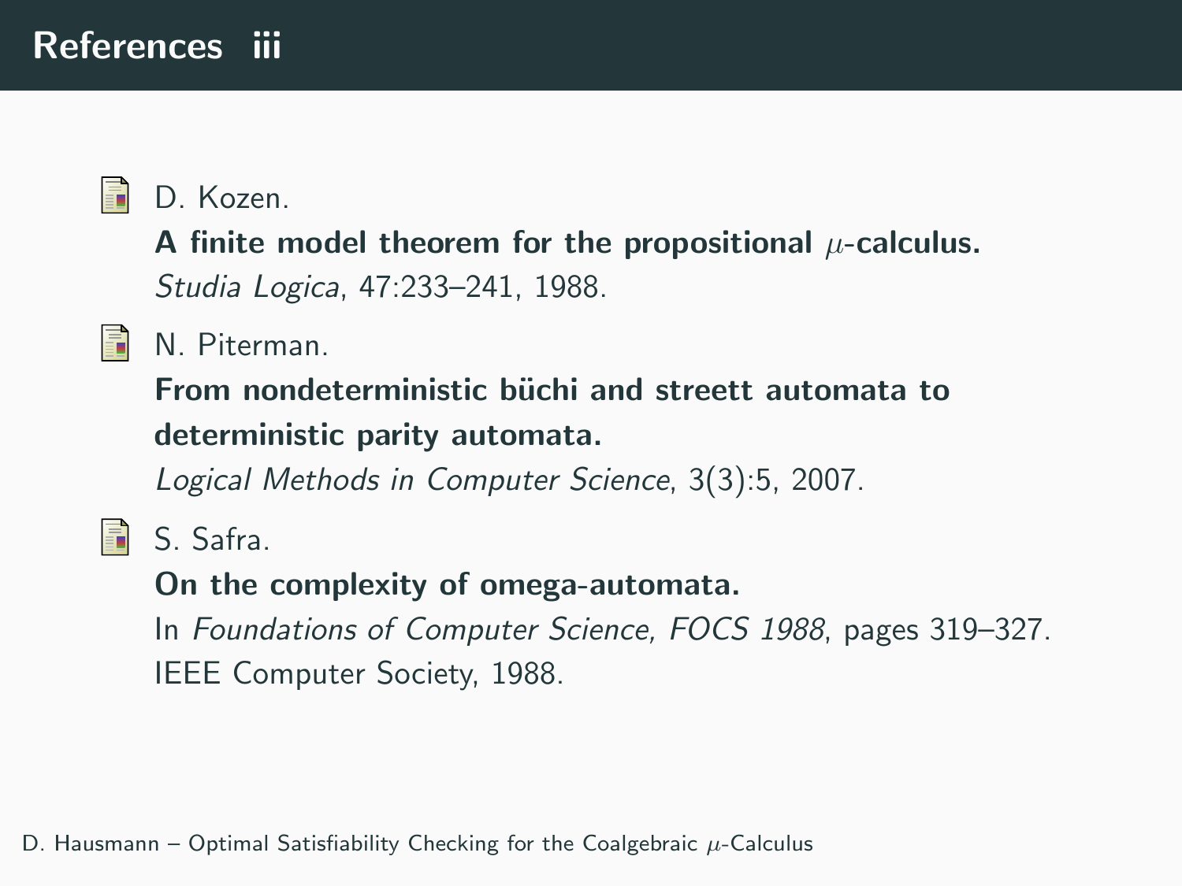# References iii

- D. Kozen.
  **A finite model theorem for the propositional $\mu$-calculus.**
  *Studia Logica*, 47:233–241, 1988.

- N. Piterman.
  **From nondeterministic büchi and streett automata to deterministic parity automata.**
  *Logical Methods in Computer Science*, 3(3):5, 2007.

- S. Safra.
  **On the complexity of omega-automata.**
  In *Foundations of Computer Science, FOCS 1988*, pages 319–327. IEEE Computer Society, 1988.